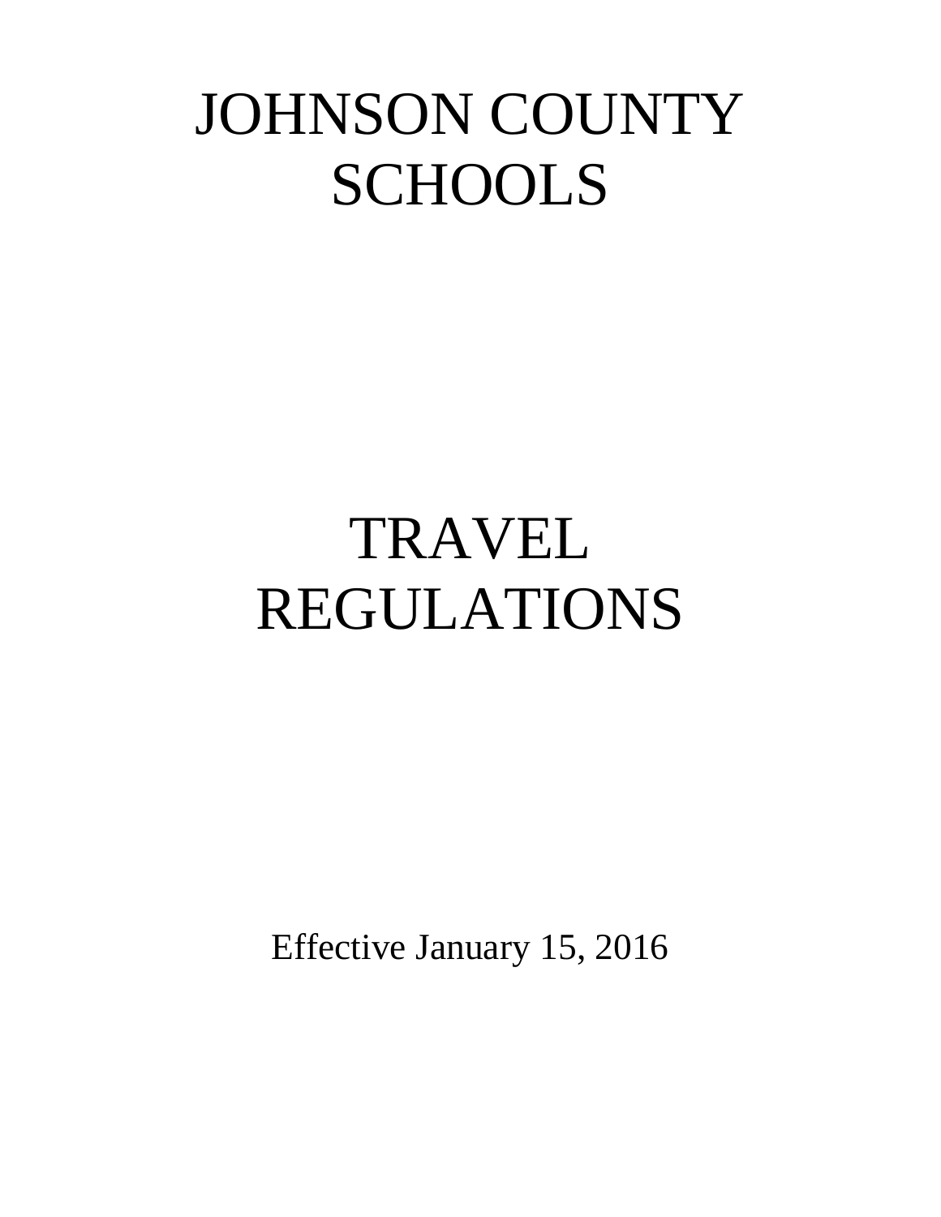# JOHNSON COUNTY SCHOOLS

# TRAVEL REGULATIONS

Effective January 15, 2016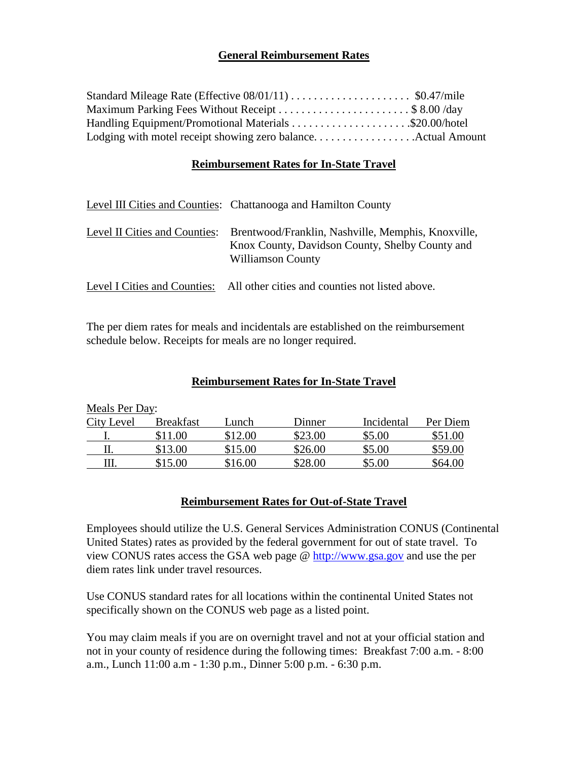## General Reimbursement Rates

Standard Mileage Rate (Effective 08/01/11) . . . . . . . . . . . . . . . . . . . . . $0.47/mile
Maximum Parking Fees Without Receipt . . . . . . . . . . . . . . . . . . . . . . . $ 8.00 /day
Handling Equipment/Promotional Materials . . . . . . . . . . . . . . . . . . . . .$20.00/hotel
Lodging with motel receipt showing zero balance. . . . . . . . . . . . . . . . . . .Actual Amount

## Reimbursement Rates for In-State Travel

Level III Cities and Counties: Chattanooga and Hamilton County

Level II Cities and Counties: Brentwood/Franklin, Nashville, Memphis, Knoxville, Knox County, Davidson County, Shelby County and Williamson County

Level I Cities and Counties: All other cities and counties not listed above.

The per diem rates for meals and incidentals are established on the reimbursement schedule below. Receipts for meals are no longer required.

## Reimbursement Rates for In-State Travel

Meals Per Day:

| City Level | Breakfast | Lunch | Dinner | Incidental | Per Diem |
|---|---|---|---|---|---|
| I. | $11.00 | $12.00 | $23.00 | $5.00 | $51.00 |
| II. | $13.00 | $15.00 | $26.00 | $5.00 | $59.00 |
| III. | $15.00 | $16.00 | $28.00 | $5.00 | $64.00 |

## Reimbursement Rates for Out-of-State Travel

Employees should utilize the U.S. General Services Administration CONUS (Continental United States) rates as provided by the federal government for out of state travel. To view CONUS rates access the GSA web page @ http://www.gsa.gov and use the per diem rates link under travel resources.

Use CONUS standard rates for all locations within the continental United States not specifically shown on the CONUS web page as a listed point.

You may claim meals if you are on overnight travel and not at your official station and not in your county of residence during the following times: Breakfast 7:00 a.m. - 8:00 a.m., Lunch 11:00 a.m - 1:30 p.m., Dinner 5:00 p.m. - 6:30 p.m.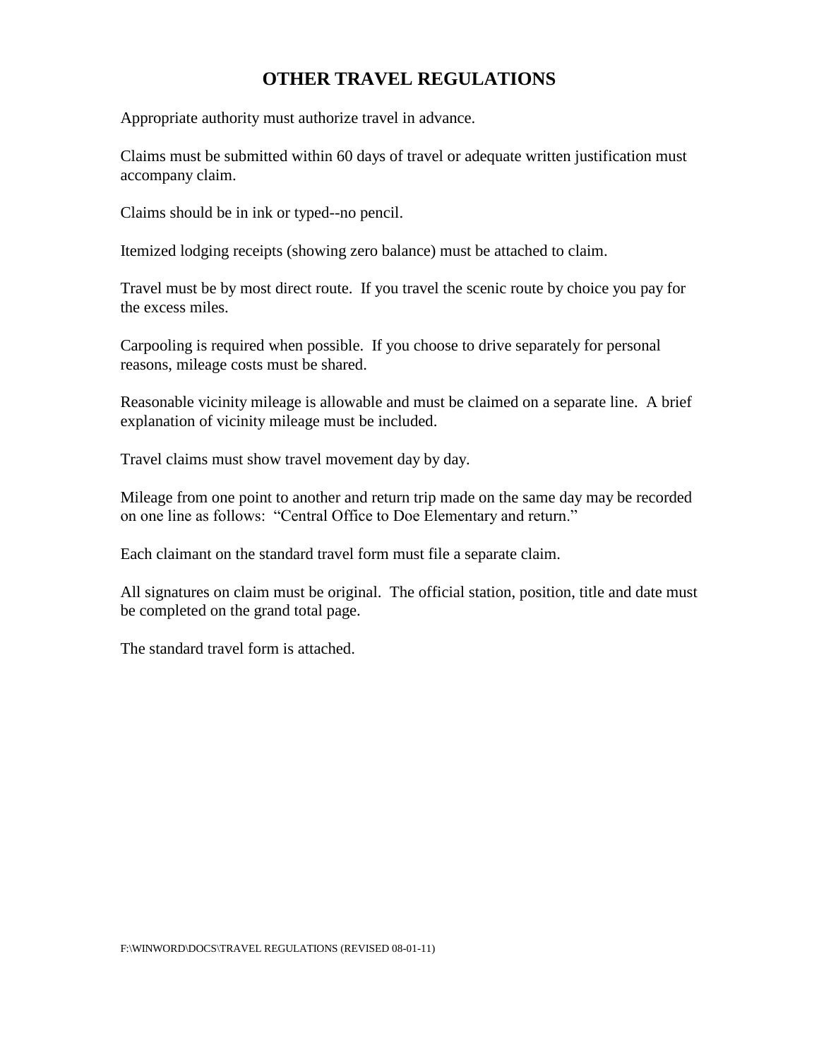# OTHER TRAVEL REGULATIONS

Appropriate authority must authorize travel in advance.

Claims must be submitted within 60 days of travel or adequate written justification must accompany claim.

Claims should be in ink or typed--no pencil.

Itemized lodging receipts (showing zero balance) must be attached to claim.

Travel must be by most direct route. If you travel the scenic route by choice you pay for the excess miles.

Carpooling is required when possible. If you choose to drive separately for personal reasons, mileage costs must be shared.

Reasonable vicinity mileage is allowable and must be claimed on a separate line. A brief explanation of vicinity mileage must be included.

Travel claims must show travel movement day by day.

Mileage from one point to another and return trip made on the same day may be recorded on one line as follows: "Central Office to Doe Elementary and return."

Each claimant on the standard travel form must file a separate claim.

All signatures on claim must be original. The official station, position, title and date must be completed on the grand total page.

The standard travel form is attached.

F:\WINWORD\DOCS\TRAVEL REGULATIONS (REVISED 08-01-11)